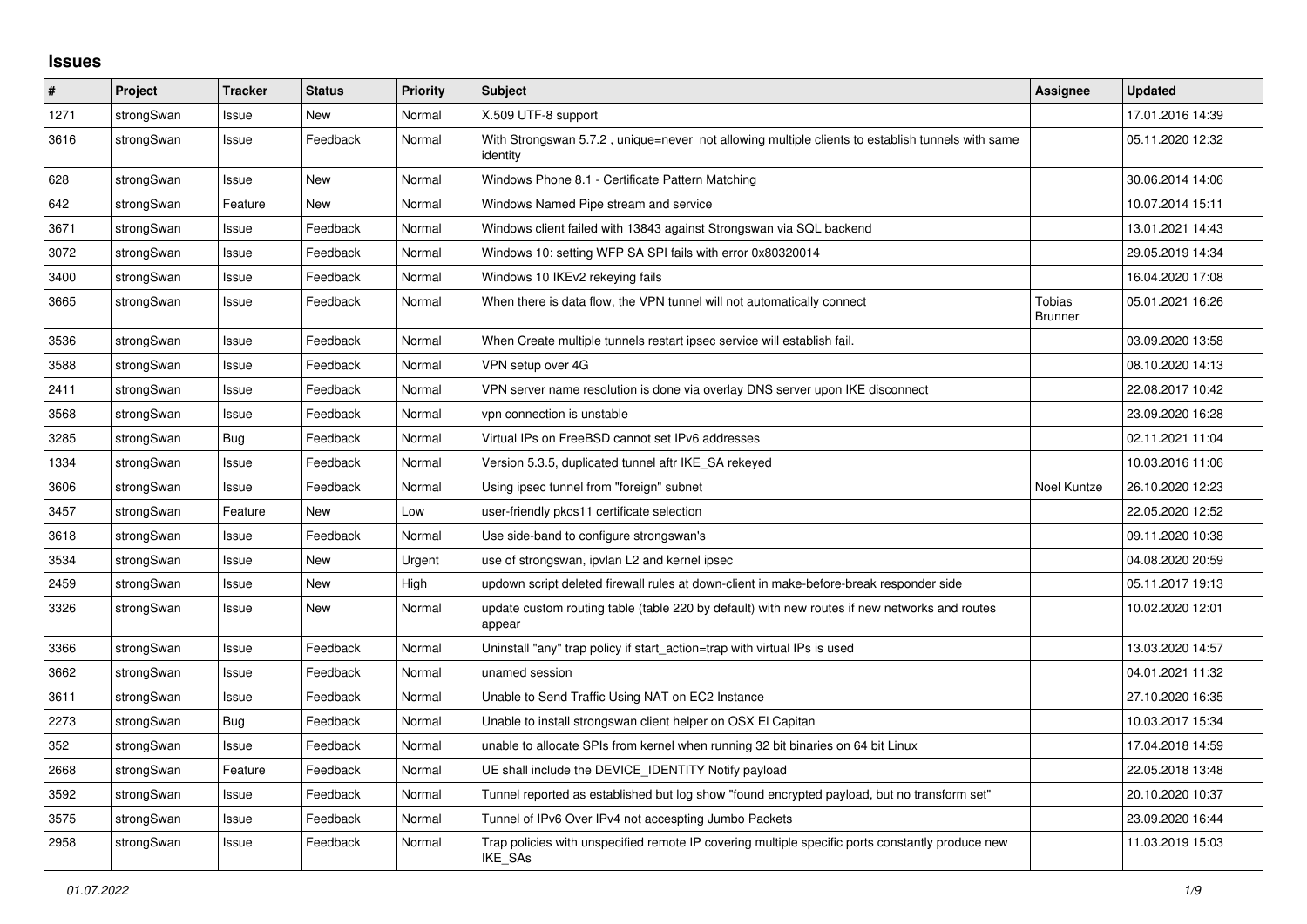# Issues

| # | Project | Tracker | Status | Priority | Subject | Assignee | Updated |
|---|---|---|---|---|---|---|---|
| 1271 | strongSwan | Issue | New | Normal | X.509 UTF-8 support | | 17.01.2016 14:39 |
| 3616 | strongSwan | Issue | Feedback | Normal | With Strongswan 5.7.2 , unique=never not allowing multiple clients to establish tunnels with same identity | | 05.11.2020 12:32 |
| 628 | strongSwan | Issue | New | Normal | Windows Phone 8.1 - Certificate Pattern Matching | | 30.06.2014 14:06 |
| 642 | strongSwan | Feature | New | Normal | Windows Named Pipe stream and service | | 10.07.2014 15:11 |
| 3671 | strongSwan | Issue | Feedback | Normal | Windows client failed with 13843 against Strongswan via SQL backend | | 13.01.2021 14:43 |
| 3072 | strongSwan | Issue | Feedback | Normal | Windows 10: setting WFP SA SPI fails with error 0x80320014 | | 29.05.2019 14:34 |
| 3400 | strongSwan | Issue | Feedback | Normal | Windows 10 IKEv2 rekeying fails | | 16.04.2020 17:08 |
| 3665 | strongSwan | Issue | Feedback | Normal | When there is data flow, the VPN tunnel will not automatically connect | Tobias Brunner | 05.01.2021 16:26 |
| 3536 | strongSwan | Issue | Feedback | Normal | When Create multiple tunnels restart ipsec service will establish fail. | | 03.09.2020 13:58 |
| 3588 | strongSwan | Issue | Feedback | Normal | VPN setup over 4G | | 08.10.2020 14:13 |
| 2411 | strongSwan | Issue | Feedback | Normal | VPN server name resolution is done via overlay DNS server upon IKE disconnect | | 22.08.2017 10:42 |
| 3568 | strongSwan | Issue | Feedback | Normal | vpn connection is unstable | | 23.09.2020 16:28 |
| 3285 | strongSwan | Bug | Feedback | Normal | Virtual IPs on FreeBSD cannot set IPv6 addresses | | 02.11.2021 11:04 |
| 1334 | strongSwan | Issue | Feedback | Normal | Version 5.3.5, duplicated tunnel aftr IKE_SA rekeyed | | 10.03.2016 11:06 |
| 3606 | strongSwan | Issue | Feedback | Normal | Using ipsec tunnel from "foreign" subnet | Noel Kuntze | 26.10.2020 12:23 |
| 3457 | strongSwan | Feature | New | Low | user-friendly pkcs11 certificate selection | | 22.05.2020 12:52 |
| 3618 | strongSwan | Issue | Feedback | Normal | Use side-band to configure strongswan's | | 09.11.2020 10:38 |
| 3534 | strongSwan | Issue | New | Urgent | use of strongswan, ipvlan L2 and kernel ipsec | | 04.08.2020 20:59 |
| 2459 | strongSwan | Issue | New | High | updown script deleted firewall rules at down-client in make-before-break responder side | | 05.11.2017 19:13 |
| 3326 | strongSwan | Issue | New | Normal | update custom routing table (table 220 by default) with new routes if new networks and routes appear | | 10.02.2020 12:01 |
| 3366 | strongSwan | Issue | Feedback | Normal | Uninstall "any" trap policy if start_action=trap with virtual IPs is used | | 13.03.2020 14:57 |
| 3662 | strongSwan | Issue | Feedback | Normal | unamed session | | 04.01.2021 11:32 |
| 3611 | strongSwan | Issue | Feedback | Normal | Unable to Send Traffic Using NAT on EC2 Instance | | 27.10.2020 16:35 |
| 2273 | strongSwan | Bug | Feedback | Normal | Unable to install strongswan client helper on OSX El Capitan | | 10.03.2017 15:34 |
| 352 | strongSwan | Issue | Feedback | Normal | unable to allocate SPIs from kernel when running 32 bit binaries on 64 bit Linux | | 17.04.2018 14:59 |
| 2668 | strongSwan | Feature | Feedback | Normal | UE shall include the DEVICE_IDENTITY Notify payload | | 22.05.2018 13:48 |
| 3592 | strongSwan | Issue | Feedback | Normal | Tunnel reported as established but log show "found encrypted payload, but no transform set" | | 20.10.2020 10:37 |
| 3575 | strongSwan | Issue | Feedback | Normal | Tunnel of IPv6 Over IPv4 not accespting Jumbo Packets | | 23.09.2020 16:44 |
| 2958 | strongSwan | Issue | Feedback | Normal | Trap policies with unspecified remote IP covering multiple specific ports constantly produce new IKE_SAs | | 11.03.2019 15:03 |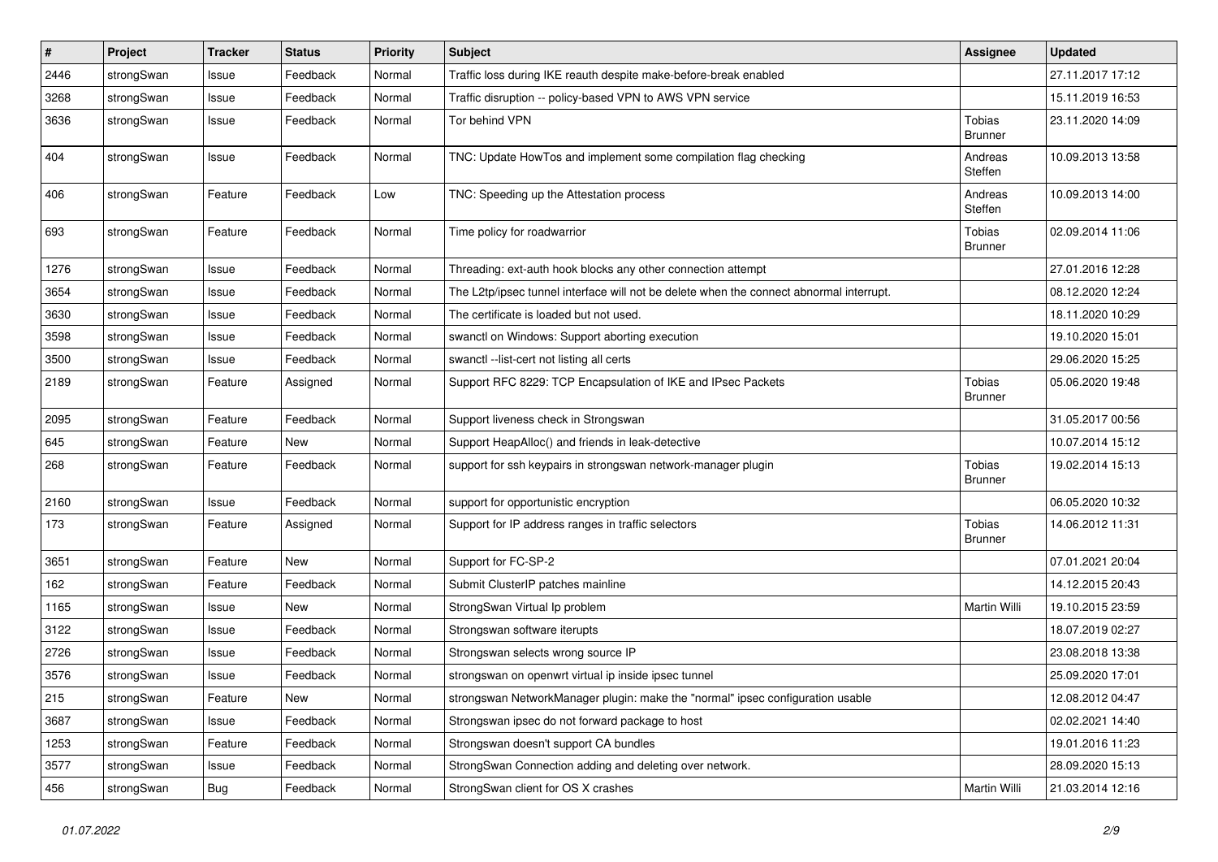| # | Project | Tracker | Status | Priority | Subject | Assignee | Updated |
|---|---|---|---|---|---|---|---|
| 2446 | strongSwan | Issue | Feedback | Normal | Traffic loss during IKE reauth despite make-before-break enabled | | 27.11.2017 17:12 |
| 3268 | strongSwan | Issue | Feedback | Normal | Traffic disruption -- policy-based VPN to AWS VPN service | | 15.11.2019 16:53 |
| 3636 | strongSwan | Issue | Feedback | Normal | Tor behind VPN | Tobias Brunner | 23.11.2020 14:09 |
| 404 | strongSwan | Issue | Feedback | Normal | TNC: Update HowTos and implement some compilation flag checking | Andreas Steffen | 10.09.2013 13:58 |
| 406 | strongSwan | Feature | Feedback | Low | TNC: Speeding up the Attestation process | Andreas Steffen | 10.09.2013 14:00 |
| 693 | strongSwan | Feature | Feedback | Normal | Time policy for roadwarrior | Tobias Brunner | 02.09.2014 11:06 |
| 1276 | strongSwan | Issue | Feedback | Normal | Threading: ext-auth hook blocks any other connection attempt | | 27.01.2016 12:28 |
| 3654 | strongSwan | Issue | Feedback | Normal | The L2tp/ipsec tunnel interface will not be delete when the connect abnormal interrupt. | | 08.12.2020 12:24 |
| 3630 | strongSwan | Issue | Feedback | Normal | The certificate is loaded but not used. | | 18.11.2020 10:29 |
| 3598 | strongSwan | Issue | Feedback | Normal | swanctl on Windows: Support aborting execution | | 19.10.2020 15:01 |
| 3500 | strongSwan | Issue | Feedback | Normal | swanctl --list-cert not listing all certs | | 29.06.2020 15:25 |
| 2189 | strongSwan | Feature | Assigned | Normal | Support RFC 8229: TCP Encapsulation of IKE and IPsec Packets | Tobias Brunner | 05.06.2020 19:48 |
| 2095 | strongSwan | Feature | Feedback | Normal | Support liveness check in Strongswan | | 31.05.2017 00:56 |
| 645 | strongSwan | Feature | New | Normal | Support HeapAlloc() and friends in leak-detective | | 10.07.2014 15:12 |
| 268 | strongSwan | Feature | Feedback | Normal | support for ssh keypairs in strongswan network-manager plugin | Tobias Brunner | 19.02.2014 15:13 |
| 2160 | strongSwan | Issue | Feedback | Normal | support for opportunistic encryption | | 06.05.2020 10:32 |
| 173 | strongSwan | Feature | Assigned | Normal | Support for IP address ranges in traffic selectors | Tobias Brunner | 14.06.2012 11:31 |
| 3651 | strongSwan | Feature | New | Normal | Support for FC-SP-2 | | 07.01.2021 20:04 |
| 162 | strongSwan | Feature | Feedback | Normal | Submit ClusterIP patches mainline | | 14.12.2015 20:43 |
| 1165 | strongSwan | Issue | New | Normal | StrongSwan Virtual Ip problem | Martin Willi | 19.10.2015 23:59 |
| 3122 | strongSwan | Issue | Feedback | Normal | Strongswan software iterupts | | 18.07.2019 02:27 |
| 2726 | strongSwan | Issue | Feedback | Normal | Strongswan selects wrong source IP | | 23.08.2018 13:38 |
| 3576 | strongSwan | Issue | Feedback | Normal | strongswan on openwrt virtual ip inside ipsec tunnel | | 25.09.2020 17:01 |
| 215 | strongSwan | Feature | New | Normal | strongswan NetworkManager plugin: make the "normal" ipsec configuration usable | | 12.08.2012 04:47 |
| 3687 | strongSwan | Issue | Feedback | Normal | Strongswan ipsec do not forward package to host | | 02.02.2021 14:40 |
| 1253 | strongSwan | Feature | Feedback | Normal | Strongswan doesn't support CA bundles | | 19.01.2016 11:23 |
| 3577 | strongSwan | Issue | Feedback | Normal | StrongSwan Connection adding and deleting over network. | | 28.09.2020 15:13 |
| 456 | strongSwan | Bug | Feedback | Normal | StrongSwan client for OS X crashes | Martin Willi | 21.03.2014 12:16 |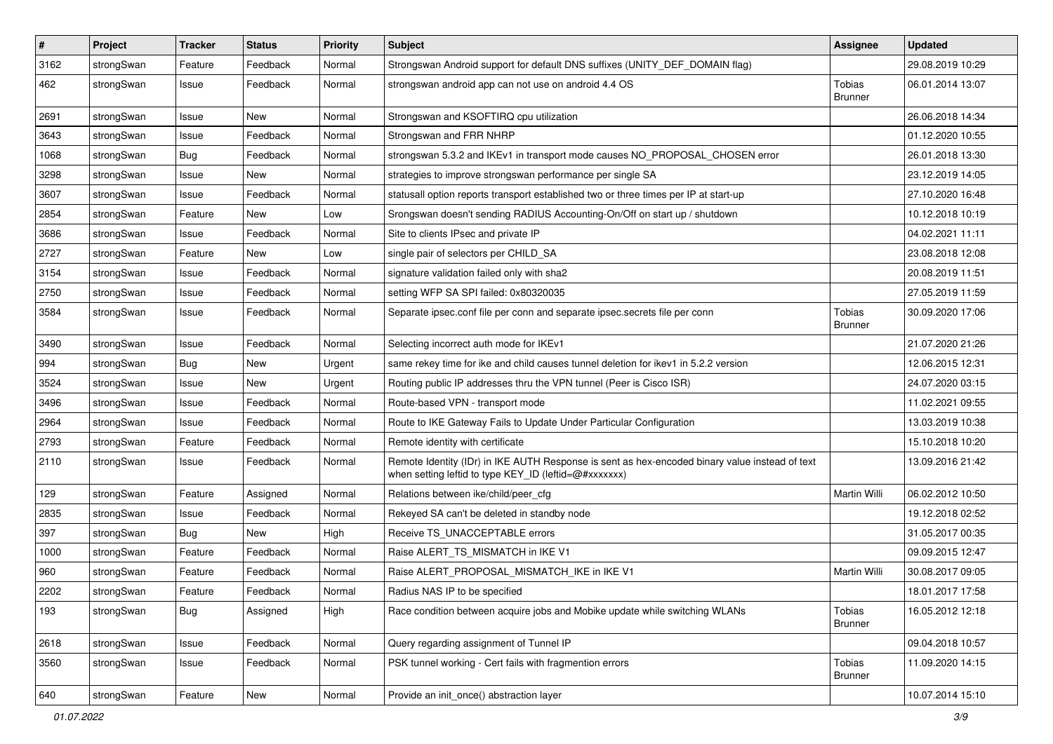| # | Project | Tracker | Status | Priority | Subject | Assignee | Updated |
|---|---|---|---|---|---|---|---|
| 3162 | strongSwan | Feature | Feedback | Normal | Strongswan Android support for default DNS suffixes (UNITY_DEF_DOMAIN flag) | | 29.08.2019 10:29 |
| 462 | strongSwan | Issue | Feedback | Normal | strongswan android app can not use on android 4.4 OS | Tobias Brunner | 06.01.2014 13:07 |
| 2691 | strongSwan | Issue | New | Normal | Strongswan and KSOFTIRQ cpu utilization | | 26.06.2018 14:34 |
| 3643 | strongSwan | Issue | Feedback | Normal | Strongswan and FRR NHRP | | 01.12.2020 10:55 |
| 1068 | strongSwan | Bug | Feedback | Normal | strongswan 5.3.2 and IKEv1 in transport mode causes NO_PROPOSAL_CHOSEN error | | 26.01.2018 13:30 |
| 3298 | strongSwan | Issue | New | Normal | strategies to improve strongswan performance per single SA | | 23.12.2019 14:05 |
| 3607 | strongSwan | Issue | Feedback | Normal | statusall option reports transport established two or three times per IP at start-up | | 27.10.2020 16:48 |
| 2854 | strongSwan | Feature | New | Low | Srongswan doesn't sending RADIUS Accounting-On/Off on start up / shutdown | | 10.12.2018 10:19 |
| 3686 | strongSwan | Issue | Feedback | Normal | Site to clients IPsec and private IP | | 04.02.2021 11:11 |
| 2727 | strongSwan | Feature | New | Low | single pair of selectors per CHILD_SA | | 23.08.2018 12:08 |
| 3154 | strongSwan | Issue | Feedback | Normal | signature validation failed only with sha2 | | 20.08.2019 11:51 |
| 2750 | strongSwan | Issue | Feedback | Normal | setting WFP SA SPI failed: 0x80320035 | | 27.05.2019 11:59 |
| 3584 | strongSwan | Issue | Feedback | Normal | Separate ipsec.conf file per conn and separate ipsec.secrets file per conn | Tobias Brunner | 30.09.2020 17:06 |
| 3490 | strongSwan | Issue | Feedback | Normal | Selecting incorrect auth mode for IKEv1 | | 21.07.2020 21:26 |
| 994 | strongSwan | Bug | New | Urgent | same rekey time for ike and child causes tunnel deletion for ikev1 in 5.2.2 version | | 12.06.2015 12:31 |
| 3524 | strongSwan | Issue | New | Urgent | Routing public IP addresses thru the VPN tunnel (Peer is Cisco ISR) | | 24.07.2020 03:15 |
| 3496 | strongSwan | Issue | Feedback | Normal | Route-based VPN - transport mode | | 11.02.2021 09:55 |
| 2964 | strongSwan | Issue | Feedback | Normal | Route to IKE Gateway Fails to Update Under Particular Configuration | | 13.03.2019 10:38 |
| 2793 | strongSwan | Feature | Feedback | Normal | Remote identity with certificate | | 15.10.2018 10:20 |
| 2110 | strongSwan | Issue | Feedback | Normal | Remote Identity (IDr) in IKE AUTH Response is sent as hex-encoded binary value instead of text when setting leftid to type KEY_ID (leftid=@#xxxxxxx) | | 13.09.2016 21:42 |
| 129 | strongSwan | Feature | Assigned | Normal | Relations between ike/child/peer_cfg | Martin Willi | 06.02.2012 10:50 |
| 2835 | strongSwan | Issue | Feedback | Normal | Rekeyed SA can't be deleted in standby node | | 19.12.2018 02:52 |
| 397 | strongSwan | Bug | New | High | Receive TS_UNACCEPTABLE errors | | 31.05.2017 00:35 |
| 1000 | strongSwan | Feature | Feedback | Normal | Raise ALERT_TS_MISMATCH in IKE V1 | | 09.09.2015 12:47 |
| 960 | strongSwan | Feature | Feedback | Normal | Raise ALERT_PROPOSAL_MISMATCH_IKE in IKE V1 | Martin Willi | 30.08.2017 09:05 |
| 2202 | strongSwan | Feature | Feedback | Normal | Radius NAS IP to be specified | | 18.01.2017 17:58 |
| 193 | strongSwan | Bug | Assigned | High | Race condition between acquire jobs and Mobike update while switching WLANs | Tobias Brunner | 16.05.2012 12:18 |
| 2618 | strongSwan | Issue | Feedback | Normal | Query regarding assignment of Tunnel IP | | 09.04.2018 10:57 |
| 3560 | strongSwan | Issue | Feedback | Normal | PSK tunnel working - Cert fails with fragmention errors | Tobias Brunner | 11.09.2020 14:15 |
| 640 | strongSwan | Feature | New | Normal | Provide an init_once() abstraction layer | | 10.07.2014 15:10 |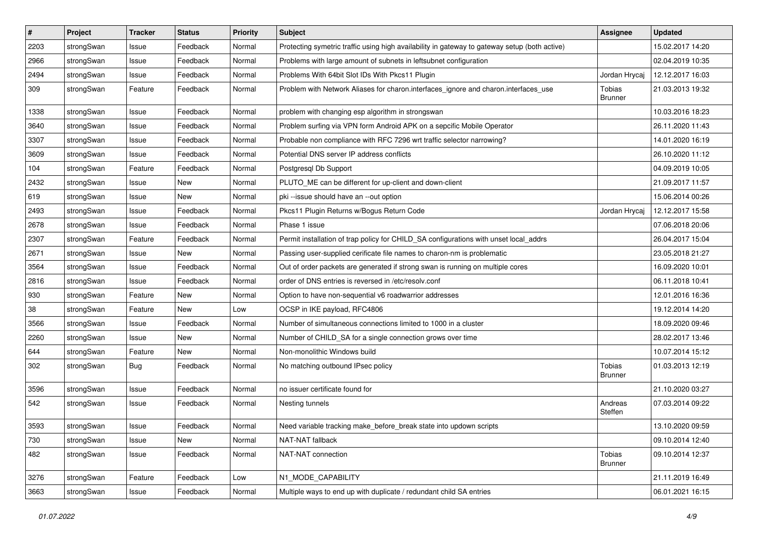| # | Project | Tracker | Status | Priority | Subject | Assignee | Updated |
|---|---|---|---|---|---|---|---|
| 2203 | strongSwan | Issue | Feedback | Normal | Protecting symetric traffic using high availability in gateway to gateway setup (both active) | | 15.02.2017 14:20 |
| 2966 | strongSwan | Issue | Feedback | Normal | Problems with large amount of subnets in leftsubnet configuration | | 02.04.2019 10:35 |
| 2494 | strongSwan | Issue | Feedback | Normal | Problems With 64bit Slot IDs With Pkcs11 Plugin | Jordan Hrycaj | 12.12.2017 16:03 |
| 309 | strongSwan | Feature | Feedback | Normal | Problem with Network Aliases for charon.interfaces_ignore and charon.interfaces_use | Tobias Brunner | 21.03.2013 19:32 |
| 1338 | strongSwan | Issue | Feedback | Normal | problem with changing esp algorithm in strongswan | | 10.03.2016 18:23 |
| 3640 | strongSwan | Issue | Feedback | Normal | Problem surfing via VPN form Android APK on a sepcific Mobile Operator | | 26.11.2020 11:43 |
| 3307 | strongSwan | Issue | Feedback | Normal | Probable non compliance with RFC 7296 wrt traffic selector narrowing? | | 14.01.2020 16:19 |
| 3609 | strongSwan | Issue | Feedback | Normal | Potential DNS server IP address conflicts | | 26.10.2020 11:12 |
| 104 | strongSwan | Feature | Feedback | Normal | Postgresql Db Support | | 04.09.2019 10:05 |
| 2432 | strongSwan | Issue | New | Normal | PLUTO_ME can be different for up-client and down-client | | 21.09.2017 11:57 |
| 619 | strongSwan | Issue | New | Normal | pki --issue should have an --out option | | 15.06.2014 00:26 |
| 2493 | strongSwan | Issue | Feedback | Normal | Pkcs11 Plugin Returns w/Bogus Return Code | Jordan Hrycaj | 12.12.2017 15:58 |
| 2678 | strongSwan | Issue | Feedback | Normal | Phase 1 issue | | 07.06.2018 20:06 |
| 2307 | strongSwan | Feature | Feedback | Normal | Permit installation of trap policy for CHILD_SA configurations with unset local_addrs | | 26.04.2017 15:04 |
| 2671 | strongSwan | Issue | New | Normal | Passing user-supplied cerificate file names to charon-nm is problematic | | 23.05.2018 21:27 |
| 3564 | strongSwan | Issue | Feedback | Normal | Out of order packets are generated if strong swan is running on multiple cores | | 16.09.2020 10:01 |
| 2816 | strongSwan | Issue | Feedback | Normal | order of DNS entries is reversed in /etc/resolv.conf | | 06.11.2018 10:41 |
| 930 | strongSwan | Feature | New | Normal | Option to have non-sequential v6 roadwarrior addresses | | 12.01.2016 16:36 |
| 38 | strongSwan | Feature | New | Low | OCSP in IKE payload, RFC4806 | | 19.12.2014 14:20 |
| 3566 | strongSwan | Issue | Feedback | Normal | Number of simultaneous connections limited to 1000 in a cluster | | 18.09.2020 09:46 |
| 2260 | strongSwan | Issue | New | Normal | Number of CHILD_SA for a single connection grows over time | | 28.02.2017 13:46 |
| 644 | strongSwan | Feature | New | Normal | Non-monolithic Windows build | | 10.07.2014 15:12 |
| 302 | strongSwan | Bug | Feedback | Normal | No matching outbound IPsec policy | Tobias Brunner | 01.03.2013 12:19 |
| 3596 | strongSwan | Issue | Feedback | Normal | no issuer certificate found for | | 21.10.2020 03:27 |
| 542 | strongSwan | Issue | Feedback | Normal | Nesting tunnels | Andreas Steffen | 07.03.2014 09:22 |
| 3593 | strongSwan | Issue | Feedback | Normal | Need variable tracking make_before_break state into updown scripts | | 13.10.2020 09:59 |
| 730 | strongSwan | Issue | New | Normal | NAT-NAT fallback | | 09.10.2014 12:40 |
| 482 | strongSwan | Issue | Feedback | Normal | NAT-NAT connection | Tobias Brunner | 09.10.2014 12:37 |
| 3276 | strongSwan | Feature | Feedback | Low | N1_MODE_CAPABILITY | | 21.11.2019 16:49 |
| 3663 | strongSwan | Issue | Feedback | Normal | Multiple ways to end up with duplicate / redundant child SA entries | | 06.01.2021 16:15 |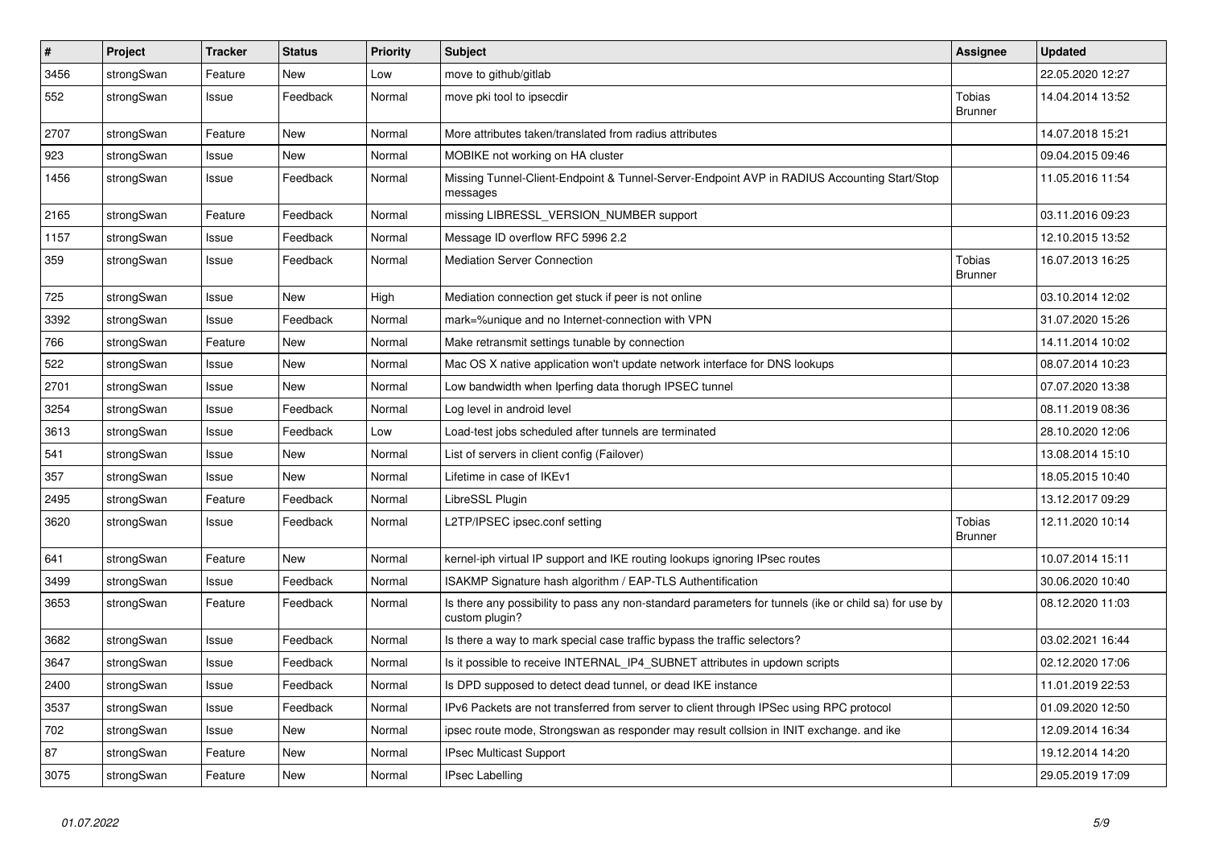| # | Project | Tracker | Status | Priority | Subject | Assignee | Updated |
|---|---|---|---|---|---|---|---|
| 3456 | strongSwan | Feature | New | Low | move to github/gitlab | | 22.05.2020 12:27 |
| 552 | strongSwan | Issue | Feedback | Normal | move pki tool to ipsecdir | Tobias Brunner | 14.04.2014 13:52 |
| 2707 | strongSwan | Feature | New | Normal | More attributes taken/translated from radius attributes | | 14.07.2018 15:21 |
| 923 | strongSwan | Issue | New | Normal | MOBIKE not working on HA cluster | | 09.04.2015 09:46 |
| 1456 | strongSwan | Issue | Feedback | Normal | Missing Tunnel-Client-Endpoint & Tunnel-Server-Endpoint AVP in RADIUS Accounting Start/Stop messages | | 11.05.2016 11:54 |
| 2165 | strongSwan | Feature | Feedback | Normal | missing LIBRESSL_VERSION_NUMBER support | | 03.11.2016 09:23 |
| 1157 | strongSwan | Issue | Feedback | Normal | Message ID overflow RFC 5996 2.2 | | 12.10.2015 13:52 |
| 359 | strongSwan | Issue | Feedback | Normal | Mediation Server Connection | Tobias Brunner | 16.07.2013 16:25 |
| 725 | strongSwan | Issue | New | High | Mediation connection get stuck if peer is not online | | 03.10.2014 12:02 |
| 3392 | strongSwan | Issue | Feedback | Normal | mark=%unique and no Internet-connection with VPN | | 31.07.2020 15:26 |
| 766 | strongSwan | Feature | New | Normal | Make retransmit settings tunable by connection | | 14.11.2014 10:02 |
| 522 | strongSwan | Issue | New | Normal | Mac OS X native application won't update network interface for DNS lookups | | 08.07.2014 10:23 |
| 2701 | strongSwan | Issue | New | Normal | Low bandwidth when Iperfing data thorugh IPSEC tunnel | | 07.07.2020 13:38 |
| 3254 | strongSwan | Issue | Feedback | Normal | Log level in android level | | 08.11.2019 08:36 |
| 3613 | strongSwan | Issue | Feedback | Low | Load-test jobs scheduled after tunnels are terminated | | 28.10.2020 12:06 |
| 541 | strongSwan | Issue | New | Normal | List of servers in client config (Failover) | | 13.08.2014 15:10 |
| 357 | strongSwan | Issue | New | Normal | Lifetime in case of IKEv1 | | 18.05.2015 10:40 |
| 2495 | strongSwan | Feature | Feedback | Normal | LibreSSL Plugin | | 13.12.2017 09:29 |
| 3620 | strongSwan | Issue | Feedback | Normal | L2TP/IPSEC ipsec.conf setting | Tobias Brunner | 12.11.2020 10:14 |
| 641 | strongSwan | Feature | New | Normal | kernel-iph virtual IP support and IKE routing lookups ignoring IPsec routes | | 10.07.2014 15:11 |
| 3499 | strongSwan | Issue | Feedback | Normal | ISAKMP Signature hash algorithm / EAP-TLS Authentification | | 30.06.2020 10:40 |
| 3653 | strongSwan | Feature | Feedback | Normal | Is there any possibility to pass any non-standard parameters for tunnels (ike or child sa) for use by custom plugin? | | 08.12.2020 11:03 |
| 3682 | strongSwan | Issue | Feedback | Normal | Is there a way to mark special case traffic bypass the traffic selectors? | | 03.02.2021 16:44 |
| 3647 | strongSwan | Issue | Feedback | Normal | Is it possible to receive INTERNAL_IP4_SUBNET attributes in updown scripts | | 02.12.2020 17:06 |
| 2400 | strongSwan | Issue | Feedback | Normal | Is DPD supposed to detect dead tunnel, or dead IKE instance | | 11.01.2019 22:53 |
| 3537 | strongSwan | Issue | Feedback | Normal | IPv6 Packets are not transferred from server to client through IPSec using RPC protocol | | 01.09.2020 12:50 |
| 702 | strongSwan | Issue | New | Normal | ipsec route mode, Strongswan as responder may result collsion in INIT exchange. and ike | | 12.09.2014 16:34 |
| 87 | strongSwan | Feature | New | Normal | IPsec Multicast Support | | 19.12.2014 14:20 |
| 3075 | strongSwan | Feature | New | Normal | IPsec Labelling | | 29.05.2019 17:09 |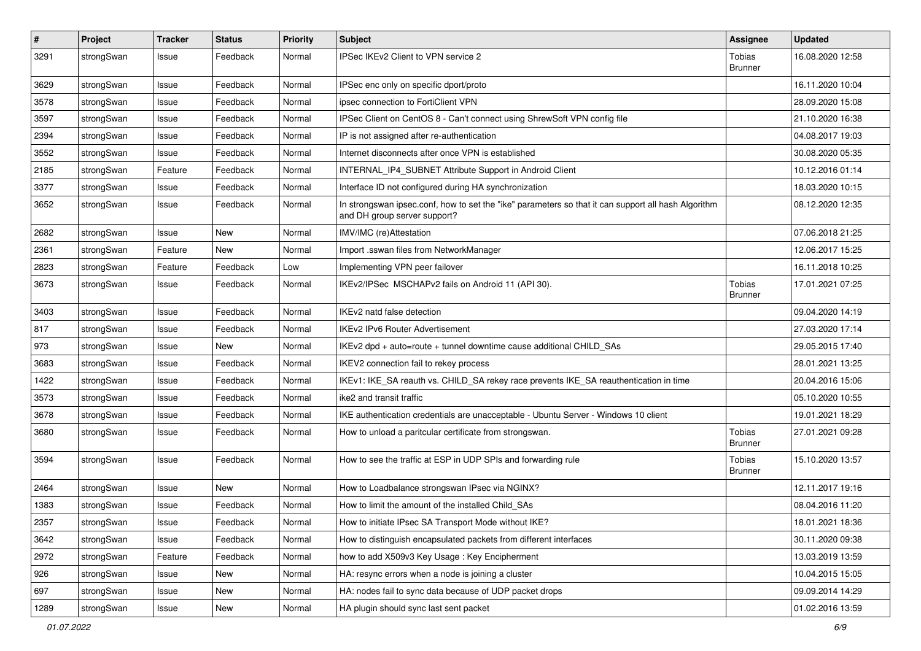| # | Project | Tracker | Status | Priority | Subject | Assignee | Updated |
|---|---|---|---|---|---|---|---|
| 3291 | strongSwan | Issue | Feedback | Normal | IPSec IKEv2 Client to VPN service 2 | Tobias Brunner | 16.08.2020 12:58 |
| 3629 | strongSwan | Issue | Feedback | Normal | IPSec enc only on specific dport/proto | | 16.11.2020 10:04 |
| 3578 | strongSwan | Issue | Feedback | Normal | ipsec connection to FortiClient VPN | | 28.09.2020 15:08 |
| 3597 | strongSwan | Issue | Feedback | Normal | IPSec Client on CentOS 8 - Can't connect using ShrewSoft VPN config file | | 21.10.2020 16:38 |
| 2394 | strongSwan | Issue | Feedback | Normal | IP is not assigned after re-authentication | | 04.08.2017 19:03 |
| 3552 | strongSwan | Issue | Feedback | Normal | Internet disconnects after once VPN is established | | 30.08.2020 05:35 |
| 2185 | strongSwan | Feature | Feedback | Normal | INTERNAL_IP4_SUBNET Attribute Support in Android Client | | 10.12.2016 01:14 |
| 3377 | strongSwan | Issue | Feedback | Normal | Interface ID not configured during HA synchronization | | 18.03.2020 10:15 |
| 3652 | strongSwan | Issue | Feedback | Normal | In strongswan ipsec.conf, how to set the "ike" parameters so that it can support all hash Algorithm and DH group server support? | | 08.12.2020 12:35 |
| 2682 | strongSwan | Issue | New | Normal | IMV/IMC (re)Attestation | | 07.06.2018 21:25 |
| 2361 | strongSwan | Feature | New | Normal | Import .sswan files from NetworkManager | | 12.06.2017 15:25 |
| 2823 | strongSwan | Feature | Feedback | Low | Implementing VPN peer failover | | 16.11.2018 10:25 |
| 3673 | strongSwan | Issue | Feedback | Normal | IKEv2/IPSec MSCHAPv2 fails on Android 11 (API 30). | Tobias Brunner | 17.01.2021 07:25 |
| 3403 | strongSwan | Issue | Feedback | Normal | IKEv2 natd false detection | | 09.04.2020 14:19 |
| 817 | strongSwan | Issue | Feedback | Normal | IKEv2 IPv6 Router Advertisement | | 27.03.2020 17:14 |
| 973 | strongSwan | Issue | New | Normal | IKEv2 dpd + auto=route + tunnel downtime cause additional CHILD_SAs | | 29.05.2015 17:40 |
| 3683 | strongSwan | Issue | Feedback | Normal | IKEV2 connection fail to rekey process | | 28.01.2021 13:25 |
| 1422 | strongSwan | Issue | Feedback | Normal | IKEv1: IKE_SA reauth vs. CHILD_SA rekey race prevents IKE_SA reauthentication in time | | 20.04.2016 15:06 |
| 3573 | strongSwan | Issue | Feedback | Normal | ike2 and transit traffic | | 05.10.2020 10:55 |
| 3678 | strongSwan | Issue | Feedback | Normal | IKE authentication credentials are unacceptable - Ubuntu Server - Windows 10 client | | 19.01.2021 18:29 |
| 3680 | strongSwan | Issue | Feedback | Normal | How to unload a paritcular certificate from strongswan. | Tobias Brunner | 27.01.2021 09:28 |
| 3594 | strongSwan | Issue | Feedback | Normal | How to see the traffic at ESP in UDP SPIs and forwarding rule | Tobias Brunner | 15.10.2020 13:57 |
| 2464 | strongSwan | Issue | New | Normal | How to Loadbalance strongswan IPsec via NGINX? | | 12.11.2017 19:16 |
| 1383 | strongSwan | Issue | Feedback | Normal | How to limit the amount of the installed Child_SAs | | 08.04.2016 11:20 |
| 2357 | strongSwan | Issue | Feedback | Normal | How to initiate IPsec SA Transport Mode without IKE? | | 18.01.2021 18:36 |
| 3642 | strongSwan | Issue | Feedback | Normal | How to distinguish encapsulated packets from different interfaces | | 30.11.2020 09:38 |
| 2972 | strongSwan | Feature | Feedback | Normal | how to add X509v3 Key Usage : Key Encipherment | | 13.03.2019 13:59 |
| 926 | strongSwan | Issue | New | Normal | HA: resync errors when a node is joining a cluster | | 10.04.2015 15:05 |
| 697 | strongSwan | Issue | New | Normal | HA: nodes fail to sync data because of UDP packet drops | | 09.09.2014 14:29 |
| 1289 | strongSwan | Issue | New | Normal | HA plugin should sync last sent packet | | 01.02.2016 13:59 |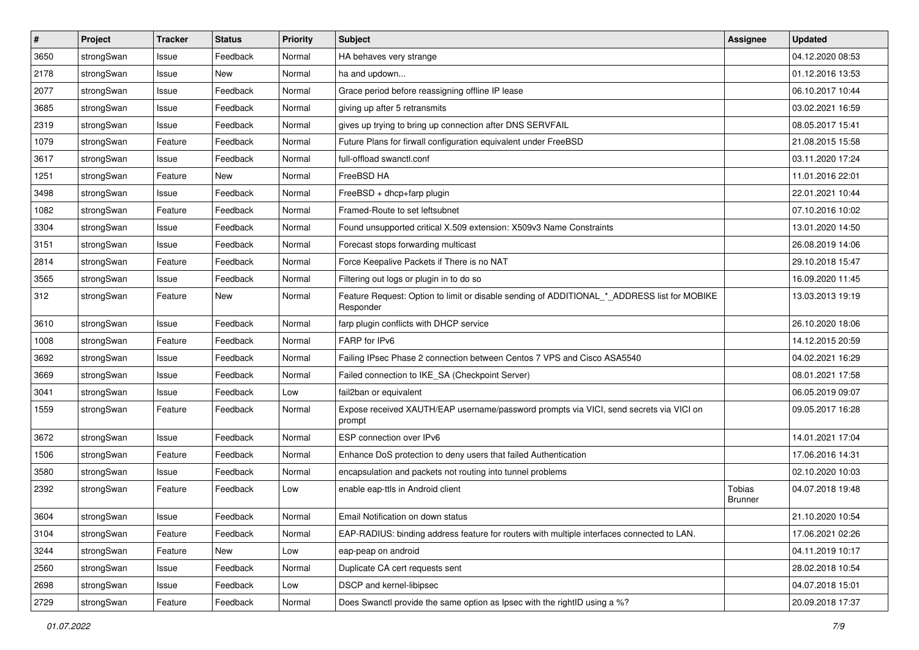| # | Project | Tracker | Status | Priority | Subject | Assignee | Updated |
|---|---|---|---|---|---|---|---|
| 3650 | strongSwan | Issue | Feedback | Normal | HA behaves very strange | | 04.12.2020 08:53 |
| 2178 | strongSwan | Issue | New | Normal | ha and updown... | | 01.12.2016 13:53 |
| 2077 | strongSwan | Issue | Feedback | Normal | Grace period before reassigning offline IP lease | | 06.10.2017 10:44 |
| 3685 | strongSwan | Issue | Feedback | Normal | giving up after 5 retransmits | | 03.02.2021 16:59 |
| 2319 | strongSwan | Issue | Feedback | Normal | gives up trying to bring up connection after DNS SERVFAIL | | 08.05.2017 15:41 |
| 1079 | strongSwan | Feature | Feedback | Normal | Future Plans for firwall configuration equivalent under FreeBSD | | 21.08.2015 15:58 |
| 3617 | strongSwan | Issue | Feedback | Normal | full-offload swanctl.conf | | 03.11.2020 17:24 |
| 1251 | strongSwan | Feature | New | Normal | FreeBSD HA | | 11.01.2016 22:01 |
| 3498 | strongSwan | Issue | Feedback | Normal | FreeBSD + dhcp+farp plugin | | 22.01.2021 10:44 |
| 1082 | strongSwan | Feature | Feedback | Normal | Framed-Route to set leftsubnet | | 07.10.2016 10:02 |
| 3304 | strongSwan | Issue | Feedback | Normal | Found unsupported critical X.509 extension: X509v3 Name Constraints | | 13.01.2020 14:50 |
| 3151 | strongSwan | Issue | Feedback | Normal | Forecast stops forwarding multicast | | 26.08.2019 14:06 |
| 2814 | strongSwan | Feature | Feedback | Normal | Force Keepalive Packets if There is no NAT | | 29.10.2018 15:47 |
| 3565 | strongSwan | Issue | Feedback | Normal | Filtering out logs or plugin in to do so | | 16.09.2020 11:45 |
| 312 | strongSwan | Feature | New | Normal | Feature Request: Option to limit or disable sending of ADDITIONAL_*_ADDRESS list for MOBIKE Responder | | 13.03.2013 19:19 |
| 3610 | strongSwan | Issue | Feedback | Normal | farp plugin conflicts with DHCP service | | 26.10.2020 18:06 |
| 1008 | strongSwan | Feature | Feedback | Normal | FARP for IPv6 | | 14.12.2015 20:59 |
| 3692 | strongSwan | Issue | Feedback | Normal | Failing IPsec Phase 2 connection between Centos 7 VPS and Cisco ASA5540 | | 04.02.2021 16:29 |
| 3669 | strongSwan | Issue | Feedback | Normal | Failed connection to IKE_SA (Checkpoint Server) | | 08.01.2021 17:58 |
| 3041 | strongSwan | Issue | Feedback | Low | fail2ban or equivalent | | 06.05.2019 09:07 |
| 1559 | strongSwan | Feature | Feedback | Normal | Expose received XAUTH/EAP username/password prompts via VICI, send secrets via VICI on prompt | | 09.05.2017 16:28 |
| 3672 | strongSwan | Issue | Feedback | Normal | ESP connection over IPv6 | | 14.01.2021 17:04 |
| 1506 | strongSwan | Feature | Feedback | Normal | Enhance DoS protection to deny users that failed Authentication | | 17.06.2016 14:31 |
| 3580 | strongSwan | Issue | Feedback | Normal | encapsulation and packets not routing into tunnel problems | | 02.10.2020 10:03 |
| 2392 | strongSwan | Feature | Feedback | Low | enable eap-ttls in Android client | Tobias Brunner | 04.07.2018 19:48 |
| 3604 | strongSwan | Issue | Feedback | Normal | Email Notification on down status | | 21.10.2020 10:54 |
| 3104 | strongSwan | Feature | Feedback | Normal | EAP-RADIUS: binding address feature for routers with multiple interfaces connected to LAN. | | 17.06.2021 02:26 |
| 3244 | strongSwan | Feature | New | Low | eap-peap on android | | 04.11.2019 10:17 |
| 2560 | strongSwan | Issue | Feedback | Normal | Duplicate CA cert requests sent | | 28.02.2018 10:54 |
| 2698 | strongSwan | Issue | Feedback | Low | DSCP and kernel-libipsec | | 04.07.2018 15:01 |
| 2729 | strongSwan | Feature | Feedback | Normal | Does Swanctl provide the same option as Ipsec with the rightID using a %? | | 20.09.2018 17:37 |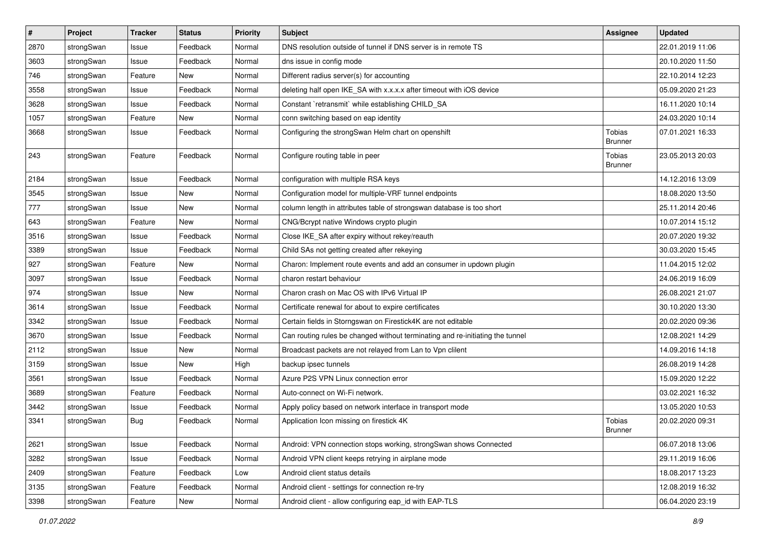| # | Project | Tracker | Status | Priority | Subject | Assignee | Updated |
|---|---|---|---|---|---|---|---|
| 2870 | strongSwan | Issue | Feedback | Normal | DNS resolution outside of tunnel if DNS server is in remote TS | | 22.01.2019 11:06 |
| 3603 | strongSwan | Issue | Feedback | Normal | dns issue in config mode | | 20.10.2020 11:50 |
| 746 | strongSwan | Feature | New | Normal | Different radius server(s) for accounting | | 22.10.2014 12:23 |
| 3558 | strongSwan | Issue | Feedback | Normal | deleting half open IKE_SA with x.x.x.x after timeout with iOS device | | 05.09.2020 21:23 |
| 3628 | strongSwan | Issue | Feedback | Normal | Constant `retransmit` while establishing CHILD_SA | | 16.11.2020 10:14 |
| 1057 | strongSwan | Feature | New | Normal | conn switching based on eap identity | | 24.03.2020 10:14 |
| 3668 | strongSwan | Issue | Feedback | Normal | Configuring the strongSwan Helm chart on openshift | Tobias Brunner | 07.01.2021 16:33 |
| 243 | strongSwan | Feature | Feedback | Normal | Configure routing table in peer | Tobias Brunner | 23.05.2013 20:03 |
| 2184 | strongSwan | Issue | Feedback | Normal | configuration with multiple RSA keys | | 14.12.2016 13:09 |
| 3545 | strongSwan | Issue | New | Normal | Configuration model for multiple-VRF tunnel endpoints | | 18.08.2020 13:50 |
| 777 | strongSwan | Issue | New | Normal | column length in attributes table of strongswan database is too short | | 25.11.2014 20:46 |
| 643 | strongSwan | Feature | New | Normal | CNG/Bcrypt native Windows crypto plugin | | 10.07.2014 15:12 |
| 3516 | strongSwan | Issue | Feedback | Normal | Close IKE_SA after expiry without rekey/reauth | | 20.07.2020 19:32 |
| 3389 | strongSwan | Issue | Feedback | Normal | Child SAs not getting created after rekeying | | 30.03.2020 15:45 |
| 927 | strongSwan | Feature | New | Normal | Charon: Implement route events and add an consumer in updown plugin | | 11.04.2015 12:02 |
| 3097 | strongSwan | Issue | Feedback | Normal | charon restart behaviour | | 24.06.2019 16:09 |
| 974 | strongSwan | Issue | New | Normal | Charon crash on Mac OS with IPv6 Virtual IP | | 26.08.2021 21:07 |
| 3614 | strongSwan | Issue | Feedback | Normal | Certificate renewal for about to expire certificates | | 30.10.2020 13:30 |
| 3342 | strongSwan | Issue | Feedback | Normal | Certain fields in Storngswan on Firestick4K are not editable | | 20.02.2020 09:36 |
| 3670 | strongSwan | Issue | Feedback | Normal | Can routing rules be changed without terminating and re-initiating the tunnel | | 12.08.2021 14:29 |
| 2112 | strongSwan | Issue | New | Normal | Broadcast packets are not relayed from Lan to Vpn clilent | | 14.09.2016 14:18 |
| 3159 | strongSwan | Issue | New | High | backup ipsec tunnels | | 26.08.2019 14:28 |
| 3561 | strongSwan | Issue | Feedback | Normal | Azure P2S VPN Linux connection error | | 15.09.2020 12:22 |
| 3689 | strongSwan | Feature | Feedback | Normal | Auto-connect on Wi-Fi network. | | 03.02.2021 16:32 |
| 3442 | strongSwan | Issue | Feedback | Normal | Apply policy based on network interface in transport mode | | 13.05.2020 10:53 |
| 3341 | strongSwan | Bug | Feedback | Normal | Application Icon missing on firestick 4K | Tobias Brunner | 20.02.2020 09:31 |
| 2621 | strongSwan | Issue | Feedback | Normal | Android: VPN connection stops working, strongSwan shows Connected | | 06.07.2018 13:06 |
| 3282 | strongSwan | Issue | Feedback | Normal | Android VPN client keeps retrying in airplane mode | | 29.11.2019 16:06 |
| 2409 | strongSwan | Feature | Feedback | Low | Android client status details | | 18.08.2017 13:23 |
| 3135 | strongSwan | Feature | Feedback | Normal | Android client - settings for connection re-try | | 12.08.2019 16:32 |
| 3398 | strongSwan | Feature | New | Normal | Android client - allow configuring eap_id with EAP-TLS | | 06.04.2020 23:19 |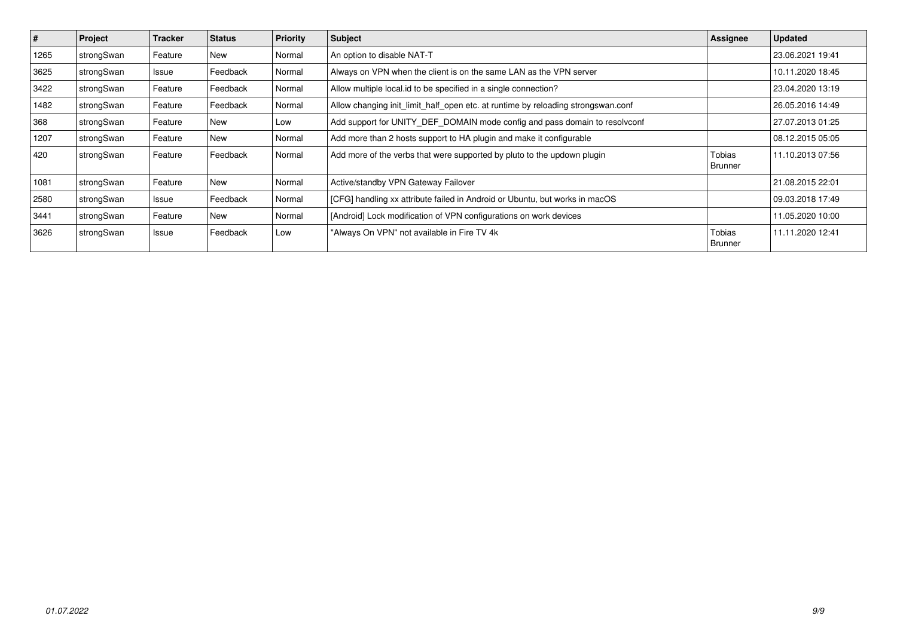| # | Project | Tracker | Status | Priority | Subject | Assignee | Updated |
| --- | --- | --- | --- | --- | --- | --- | --- |
| 1265 | strongSwan | Feature | New | Normal | An option to disable NAT-T | | 23.06.2021 19:41 |
| 3625 | strongSwan | Issue | Feedback | Normal | Always on VPN when the client is on the same LAN as the VPN server | | 10.11.2020 18:45 |
| 3422 | strongSwan | Feature | Feedback | Normal | Allow multiple local.id to be specified in a single connection? | | 23.04.2020 13:19 |
| 1482 | strongSwan | Feature | Feedback | Normal | Allow changing init_limit_half_open etc. at runtime by reloading strongswan.conf | | 26.05.2016 14:49 |
| 368 | strongSwan | Feature | New | Low | Add support for UNITY_DEF_DOMAIN mode config and pass domain to resolvconf | | 27.07.2013 01:25 |
| 1207 | strongSwan | Feature | New | Normal | Add more than 2 hosts support to HA plugin and make it configurable | | 08.12.2015 05:05 |
| 420 | strongSwan | Feature | Feedback | Normal | Add more of the verbs that were supported by pluto to the updown plugin | Tobias Brunner | 11.10.2013 07:56 |
| 1081 | strongSwan | Feature | New | Normal | Active/standby VPN Gateway Failover | | 21.08.2015 22:01 |
| 2580 | strongSwan | Issue | Feedback | Normal | [CFG] handling xx attribute failed in Android or Ubuntu, but works in macOS | | 09.03.2018 17:49 |
| 3441 | strongSwan | Feature | New | Normal | [Android] Lock modification of VPN configurations on work devices | | 11.05.2020 10:00 |
| 3626 | strongSwan | Issue | Feedback | Low | "Always On VPN" not available in Fire TV 4k | Tobias Brunner | 11.11.2020 12:41 |